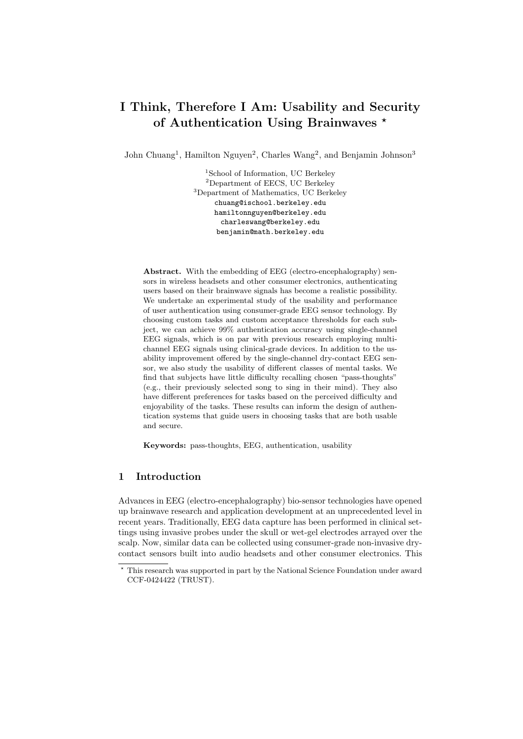# I Think, Therefore I Am: Usability and Security of Authentication Using Brainwaves *

John Chuang[1], Hamilton Nguyen[2], Charles Wang[2], and Benjamin Johnson[3]

[1]School of Information, UC Berkeley
[2]Department of EECS, UC Berkeley
[3]Department of Mathematics, UC Berkeley

chuang@ischool.berkeley.edu
hamiltonnguyen@berkeley.edu
charleswang@berkeley.edu
benjamin@math.berkeley.edu

**Abstract.** With the embedding of EEG (electro-encephalography) sensors in wireless headsets and other consumer electronics, authenticating users based on their brainwave signals has become a realistic possibility. We undertake an experimental study of the usability and performance of user authentication using consumer-grade EEG sensor technology. By choosing custom tasks and custom acceptance thresholds for each subject, we can achieve 99% authentication accuracy using single-channel EEG signals, which is on par with previous research employing multi-channel EEG signals using clinical-grade devices. In addition to the usability improvement offered by the single-channel dry-contact EEG sensor, we also study the usability of different classes of mental tasks. We find that subjects have little difficulty recalling chosen "pass-thoughts" (e.g., their previously selected song to sing in their mind). They also have different preferences for tasks based on the perceived difficulty and enjoyability of the tasks. These results can inform the design of authentication systems that guide users in choosing tasks that are both usable and secure.

**Keywords:** pass-thoughts, EEG, authentication, usability

## 1 Introduction

Advances in EEG (electro-encephalography) bio-sensor technologies have opened up brainwave research and application development at an unprecedented level in recent years. Traditionally, EEG data capture has been performed in clinical settings using invasive probes under the skull or wet-gel electrodes arrayed over the scalp. Now, similar data can be collected using consumer-grade non-invasive dry-contact sensors built into audio headsets and other consumer electronics. This

* This research was supported in part by the National Science Foundation under award CCF-0424422 (TRUST).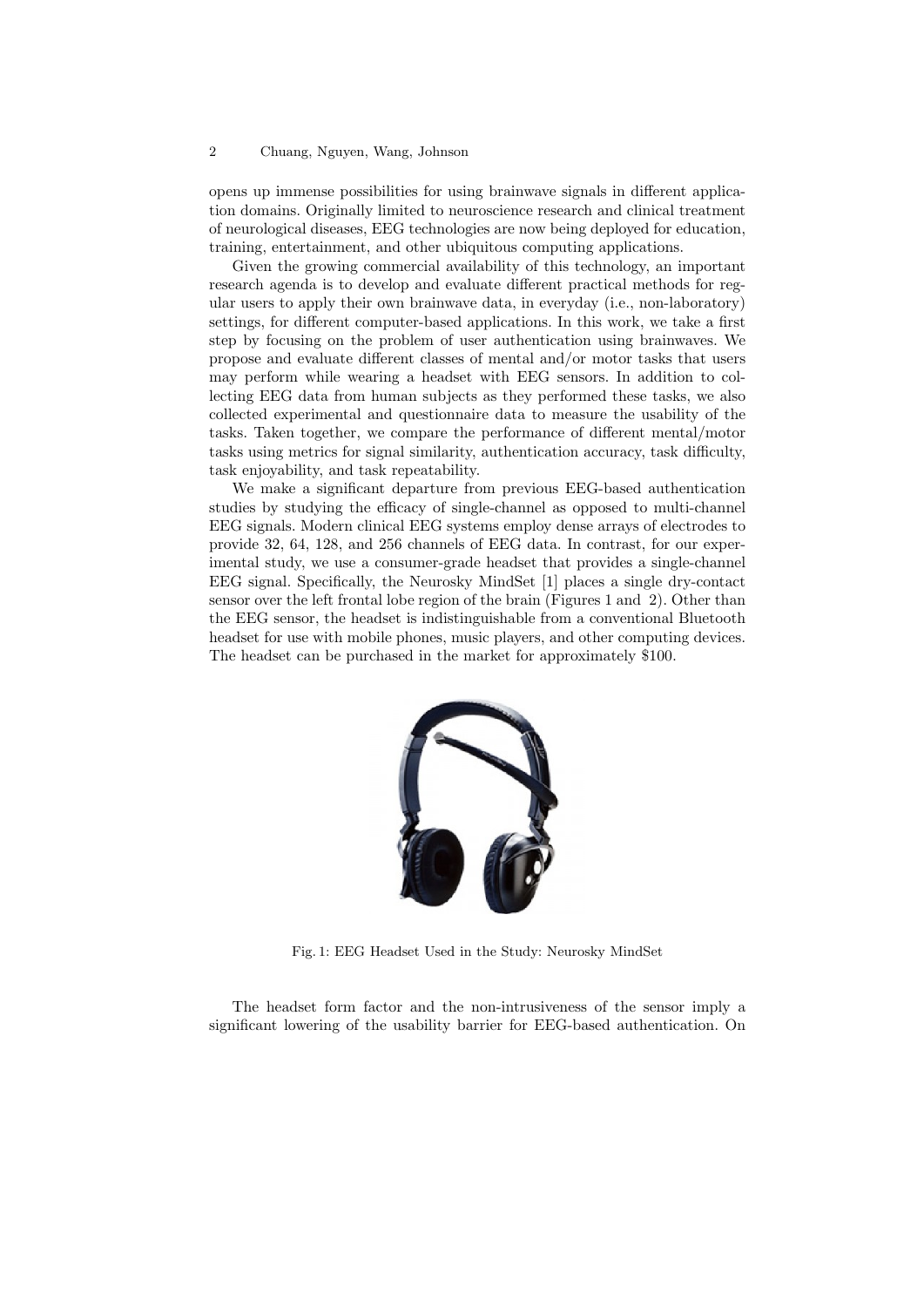opens up immense possibilities for using brainwave signals in different application domains. Originally limited to neuroscience research and clinical treatment of neurological diseases, EEG technologies are now being deployed for education, training, entertainment, and other ubiquitous computing applications.

Given the growing commercial availability of this technology, an important research agenda is to develop and evaluate different practical methods for regular users to apply their own brainwave data, in everyday (i.e., non-laboratory) settings, for different computer-based applications. In this work, we take a first step by focusing on the problem of user authentication using brainwaves. We propose and evaluate different classes of mental and/or motor tasks that users may perform while wearing a headset with EEG sensors. In addition to collecting EEG data from human subjects as they performed these tasks, we also collected experimental and questionnaire data to measure the usability of the tasks. Taken together, we compare the performance of different mental/motor tasks using metrics for signal similarity, authentication accuracy, task difficulty, task enjoyability, and task repeatability.

We make a significant departure from previous EEG-based authentication studies by studying the efficacy of single-channel as opposed to multi-channel EEG signals. Modern clinical EEG systems employ dense arrays of electrodes to provide 32, 64, 128, and 256 channels of EEG data. In contrast, for our experimental study, we use a consumer-grade headset that provides a single-channel EEG signal. Specifically, the Neurosky MindSet [1] places a single dry-contact sensor over the left frontal lobe region of the brain (Figures 1 and 2). Other than the EEG sensor, the headset is indistinguishable from a conventional Bluetooth headset for use with mobile phones, music players, and other computing devices. The headset can be purchased in the market for approximately $100.

Fig. 1: EEG Headset Used in the Study: Neurosky MindSet

The headset form factor and the non-intrusiveness of the sensor imply a significant lowering of the usability barrier for EEG-based authentication. On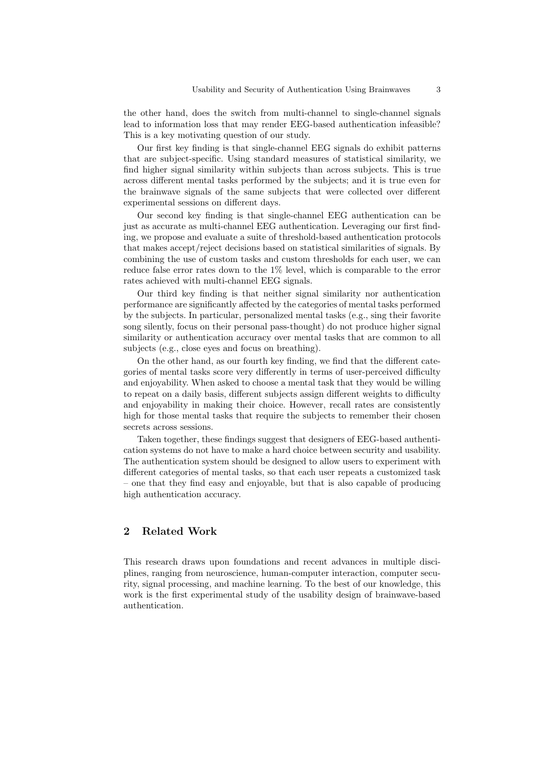the other hand, does the switch from multi-channel to single-channel signals lead to information loss that may render EEG-based authentication infeasible? This is a key motivating question of our study.

Our first key finding is that single-channel EEG signals do exhibit patterns that are subject-specific. Using standard measures of statistical similarity, we find higher signal similarity within subjects than across subjects. This is true across different mental tasks performed by the subjects; and it is true even for the brainwave signals of the same subjects that were collected over different experimental sessions on different days.

Our second key finding is that single-channel EEG authentication can be just as accurate as multi-channel EEG authentication. Leveraging our first finding, we propose and evaluate a suite of threshold-based authentication protocols that makes accept/reject decisions based on statistical similarities of signals. By combining the use of custom tasks and custom thresholds for each user, we can reduce false error rates down to the 1% level, which is comparable to the error rates achieved with multi-channel EEG signals.

Our third key finding is that neither signal similarity nor authentication performance are significantly affected by the categories of mental tasks performed by the subjects. In particular, personalized mental tasks (e.g., sing their favorite song silently, focus on their personal pass-thought) do not produce higher signal similarity or authentication accuracy over mental tasks that are common to all subjects (e.g., close eyes and focus on breathing).

On the other hand, as our fourth key finding, we find that the different categories of mental tasks score very differently in terms of user-perceived difficulty and enjoyability. When asked to choose a mental task that they would be willing to repeat on a daily basis, different subjects assign different weights to difficulty and enjoyability in making their choice. However, recall rates are consistently high for those mental tasks that require the subjects to remember their chosen secrets across sessions.

Taken together, these findings suggest that designers of EEG-based authentication systems do not have to make a hard choice between security and usability. The authentication system should be designed to allow users to experiment with different categories of mental tasks, so that each user repeats a customized task – one that they find easy and enjoyable, but that is also capable of producing high authentication accuracy.

## 2 Related Work

This research draws upon foundations and recent advances in multiple disciplines, ranging from neuroscience, human-computer interaction, computer security, signal processing, and machine learning. To the best of our knowledge, this work is the first experimental study of the usability design of brainwave-based authentication.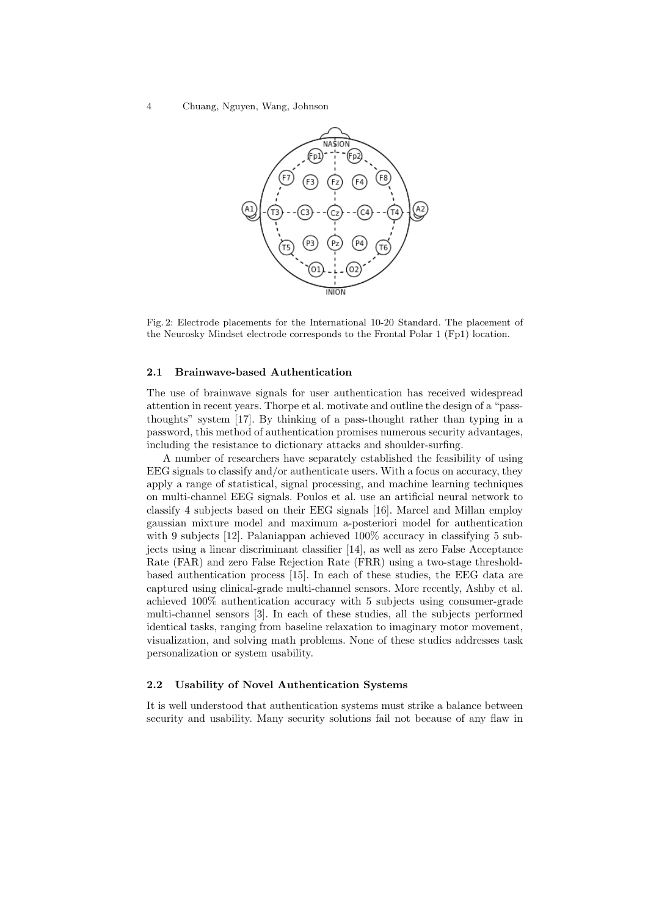Fig. 2: Electrode placements for the International 10-20 Standard. The placement of the Neurosky Mindset electrode corresponds to the Frontal Polar 1 (Fp1) location.

### 2.1 Brainwave-based Authentication

The use of brainwave signals for user authentication has received widespread attention in recent years. Thorpe et al. motivate and outline the design of a "pass-thoughts" system [17]. By thinking of a pass-thought rather than typing in a password, this method of authentication promises numerous security advantages, including the resistance to dictionary attacks and shoulder-surfing.

A number of researchers have separately established the feasibility of using EEG signals to classify and/or authenticate users. With a focus on accuracy, they apply a range of statistical, signal processing, and machine learning techniques on multi-channel EEG signals. Poulos et al. use an artificial neural network to classify 4 subjects based on their EEG signals [16]. Marcel and Millan employ gaussian mixture model and maximum a-posteriori model for authentication with 9 subjects [12]. Palaniappan achieved 100% accuracy in classifying 5 subjects using a linear discriminant classifier [14], as well as zero False Acceptance Rate (FAR) and zero False Rejection Rate (FRR) using a two-stage threshold-based authentication process [15]. In each of these studies, the EEG data are captured using clinical-grade multi-channel sensors. More recently, Ashby et al. achieved 100% authentication accuracy with 5 subjects using consumer-grade multi-channel sensors [3]. In each of these studies, all the subjects performed identical tasks, ranging from baseline relaxation to imaginary motor movement, visualization, and solving math problems. None of these studies addresses task personalization or system usability.

### 2.2 Usability of Novel Authentication Systems

It is well understood that authentication systems must strike a balance between security and usability. Many security solutions fail not because of any flaw in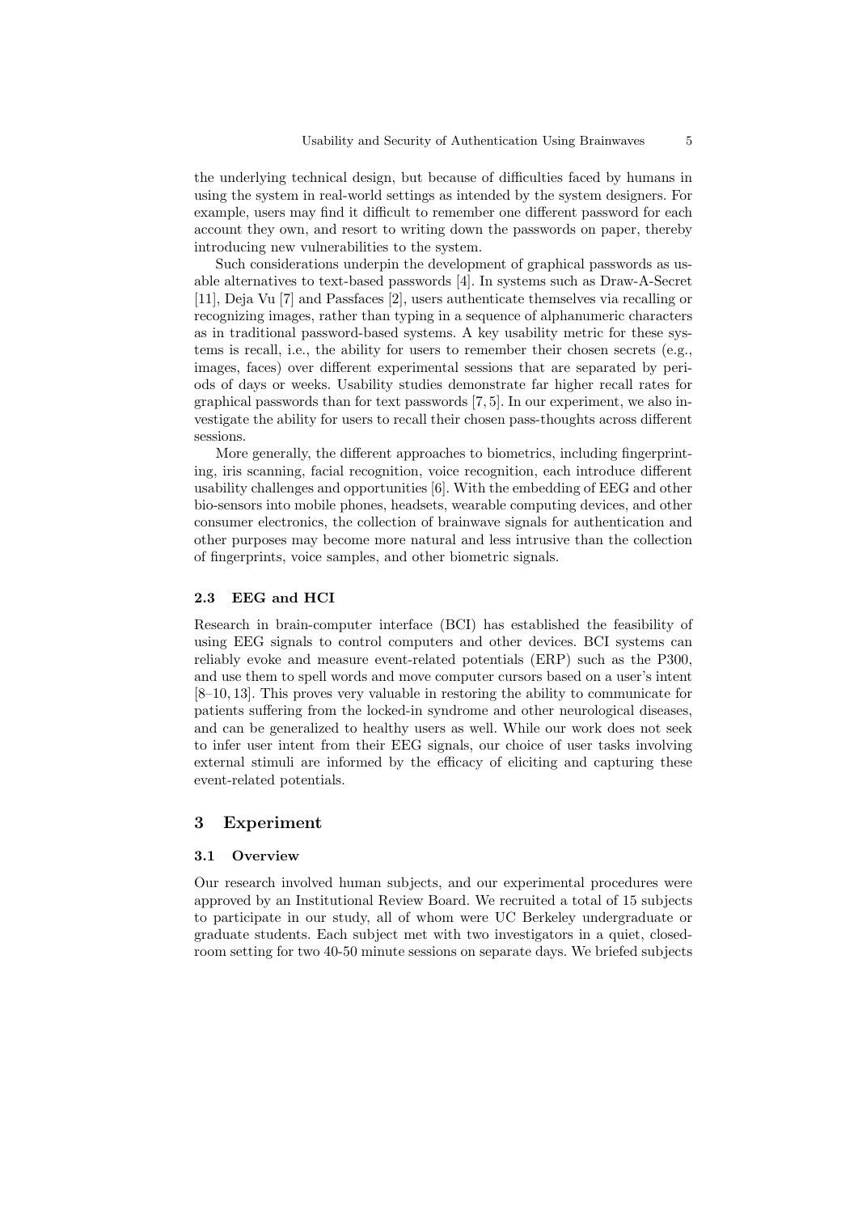the underlying technical design, but because of difficulties faced by humans in using the system in real-world settings as intended by the system designers. For example, users may find it difficult to remember one different password for each account they own, and resort to writing down the passwords on paper, thereby introducing new vulnerabilities to the system.

Such considerations underpin the development of graphical passwords as usable alternatives to text-based passwords [4]. In systems such as Draw-A-Secret [11], Deja Vu [7] and Passfaces [2], users authenticate themselves via recalling or recognizing images, rather than typing in a sequence of alphanumeric characters as in traditional password-based systems. A key usability metric for these systems is recall, i.e., the ability for users to remember their chosen secrets (e.g., images, faces) over different experimental sessions that are separated by periods of days or weeks. Usability studies demonstrate far higher recall rates for graphical passwords than for text passwords [7, 5]. In our experiment, we also investigate the ability for users to recall their chosen pass-thoughts across different sessions.

More generally, the different approaches to biometrics, including fingerprinting, iris scanning, facial recognition, voice recognition, each introduce different usability challenges and opportunities [6]. With the embedding of EEG and other bio-sensors into mobile phones, headsets, wearable computing devices, and other consumer electronics, the collection of brainwave signals for authentication and other purposes may become more natural and less intrusive than the collection of fingerprints, voice samples, and other biometric signals.

### 2.3 EEG and HCI

Research in brain-computer interface (BCI) has established the feasibility of using EEG signals to control computers and other devices. BCI systems can reliably evoke and measure event-related potentials (ERP) such as the P300, and use them to spell words and move computer cursors based on a user's intent [8–10, 13]. This proves very valuable in restoring the ability to communicate for patients suffering from the locked-in syndrome and other neurological diseases, and can be generalized to healthy users as well. While our work does not seek to infer user intent from their EEG signals, our choice of user tasks involving external stimuli are informed by the efficacy of eliciting and capturing these event-related potentials.

## 3 Experiment

### 3.1 Overview

Our research involved human subjects, and our experimental procedures were approved by an Institutional Review Board. We recruited a total of 15 subjects to participate in our study, all of whom were UC Berkeley undergraduate or graduate students. Each subject met with two investigators in a quiet, closed-room setting for two 40-50 minute sessions on separate days. We briefed subjects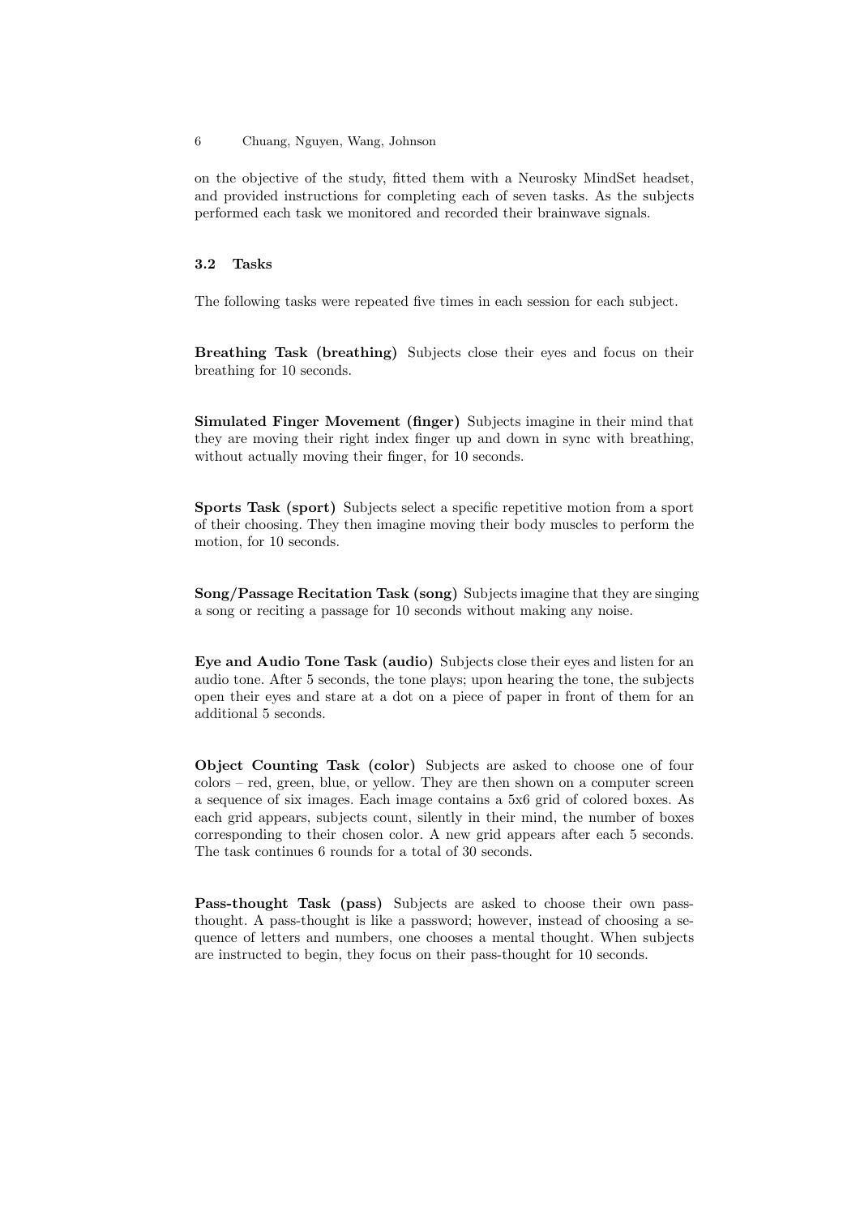on the objective of the study, fitted them with a Neurosky MindSet headset, and provided instructions for completing each of seven tasks. As the subjects performed each task we monitored and recorded their brainwave signals.

### 3.2 Tasks

The following tasks were repeated five times in each session for each subject.

**Breathing Task (breathing)** Subjects close their eyes and focus on their breathing for 10 seconds.

**Simulated Finger Movement (finger)** Subjects imagine in their mind that they are moving their right index finger up and down in sync with breathing, without actually moving their finger, for 10 seconds.

**Sports Task (sport)** Subjects select a specific repetitive motion from a sport of their choosing. They then imagine moving their body muscles to perform the motion, for 10 seconds.

**Song/Passage Recitation Task (song)** Subjects imagine that they are singing a song or reciting a passage for 10 seconds without making any noise.

**Eye and Audio Tone Task (audio)** Subjects close their eyes and listen for an audio tone. After 5 seconds, the tone plays; upon hearing the tone, the subjects open their eyes and stare at a dot on a piece of paper in front of them for an additional 5 seconds.

**Object Counting Task (color)** Subjects are asked to choose one of four colors – red, green, blue, or yellow. They are then shown on a computer screen a sequence of six images. Each image contains a 5x6 grid of colored boxes. As each grid appears, subjects count, silently in their mind, the number of boxes corresponding to their chosen color. A new grid appears after each 5 seconds. The task continues 6 rounds for a total of 30 seconds.

**Pass-thought Task (pass)** Subjects are asked to choose their own pass-thought. A pass-thought is like a password; however, instead of choosing a sequence of letters and numbers, one chooses a mental thought. When subjects are instructed to begin, they focus on their pass-thought for 10 seconds.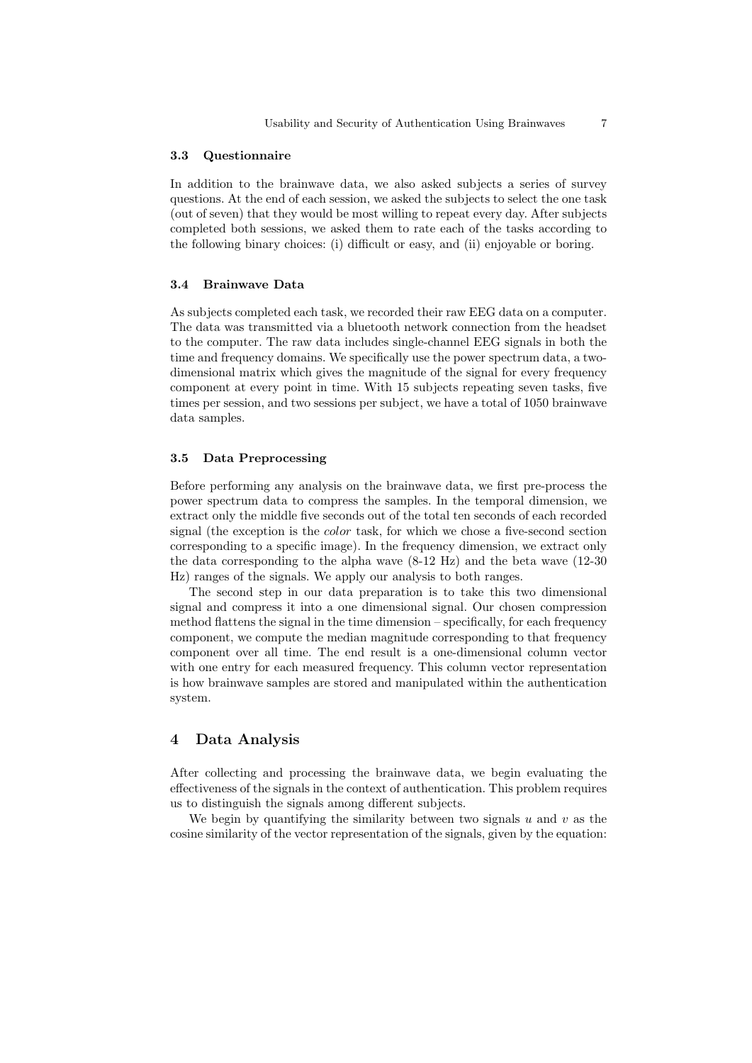### 3.3 Questionnaire

In addition to the brainwave data, we also asked subjects a series of survey questions. At the end of each session, we asked the subjects to select the one task (out of seven) that they would be most willing to repeat every day. After subjects completed both sessions, we asked them to rate each of the tasks according to the following binary choices: (i) difficult or easy, and (ii) enjoyable or boring.

### 3.4 Brainwave Data

As subjects completed each task, we recorded their raw EEG data on a computer. The data was transmitted via a bluetooth network connection from the headset to the computer. The raw data includes single-channel EEG signals in both the time and frequency domains. We specifically use the power spectrum data, a two-dimensional matrix which gives the magnitude of the signal for every frequency component at every point in time. With 15 subjects repeating seven tasks, five times per session, and two sessions per subject, we have a total of 1050 brainwave data samples.

### 3.5 Data Preprocessing

Before performing any analysis on the brainwave data, we first pre-process the power spectrum data to compress the samples. In the temporal dimension, we extract only the middle five seconds out of the total ten seconds of each recorded signal (the exception is the *color* task, for which we chose a five-second section corresponding to a specific image). In the frequency dimension, we extract only the data corresponding to the alpha wave (8-12 Hz) and the beta wave (12-30 Hz) ranges of the signals. We apply our analysis to both ranges.

The second step in our data preparation is to take this two dimensional signal and compress it into a one dimensional signal. Our chosen compression method flattens the signal in the time dimension – specifically, for each frequency component, we compute the median magnitude corresponding to that frequency component over all time. The end result is a one-dimensional column vector with one entry for each measured frequency. This column vector representation is how brainwave samples are stored and manipulated within the authentication system.

## 4 Data Analysis

After collecting and processing the brainwave data, we begin evaluating the effectiveness of the signals in the context of authentication. This problem requires us to distinguish the signals among different subjects.

We begin by quantifying the similarity between two signals $u$ and $v$ as the cosine similarity of the vector representation of the signals, given by the equation: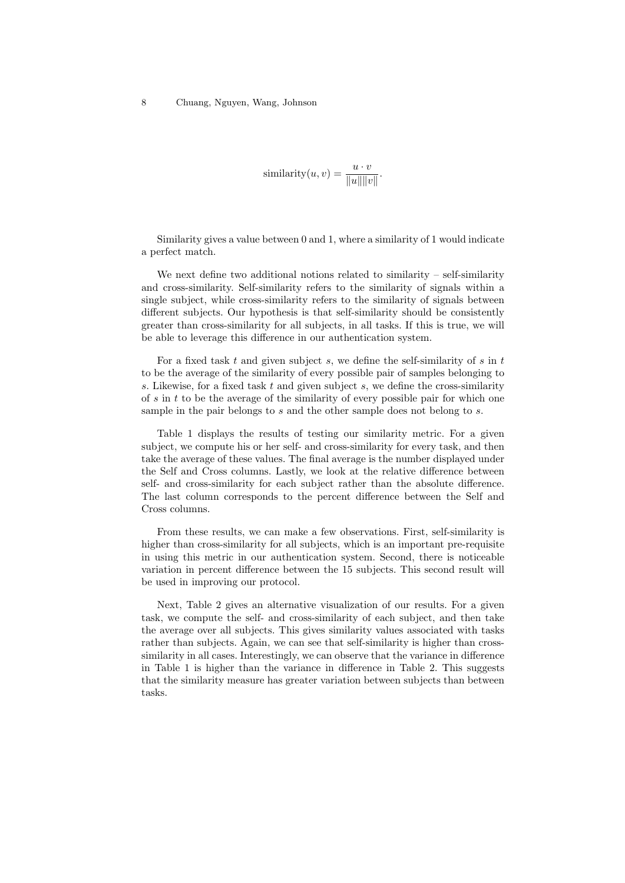$$\text{similarity}(u, v) = \frac{u \cdot v}{\|u\|\|v\|}.$$

Similarity gives a value between 0 and 1, where a similarity of 1 would indicate a perfect match.

We next define two additional notions related to similarity – self-similarity and cross-similarity. Self-similarity refers to the similarity of signals within a single subject, while cross-similarity refers to the similarity of signals between different subjects. Our hypothesis is that self-similarity should be consistently greater than cross-similarity for all subjects, in all tasks. If this is true, we will be able to leverage this difference in our authentication system.

For a fixed task $t$ and given subject $s$, we define the self-similarity of $s$ in $t$ to be the average of the similarity of every possible pair of samples belonging to $s$. Likewise, for a fixed task $t$ and given subject $s$, we define the cross-similarity of $s$ in $t$ to be the average of the similarity of every possible pair for which one sample in the pair belongs to $s$ and the other sample does not belong to $s$.

Table 1 displays the results of testing our similarity metric. For a given subject, we compute his or her self- and cross-similarity for every task, and then take the average of these values. The final average is the number displayed under the Self and Cross columns. Lastly, we look at the relative difference between self- and cross-similarity for each subject rather than the absolute difference. The last column corresponds to the percent difference between the Self and Cross columns.

From these results, we can make a few observations. First, self-similarity is higher than cross-similarity for all subjects, which is an important pre-requisite in using this metric in our authentication system. Second, there is noticeable variation in percent difference between the 15 subjects. This second result will be used in improving our protocol.

Next, Table 2 gives an alternative visualization of our results. For a given task, we compute the self- and cross-similarity of each subject, and then take the average over all subjects. This gives similarity values associated with tasks rather than subjects. Again, we can see that self-similarity is higher than cross-similarity in all cases. Interestingly, we can observe that the variance in difference in Table 1 is higher than the variance in difference in Table 2. This suggests that the similarity measure has greater variation between subjects than between tasks.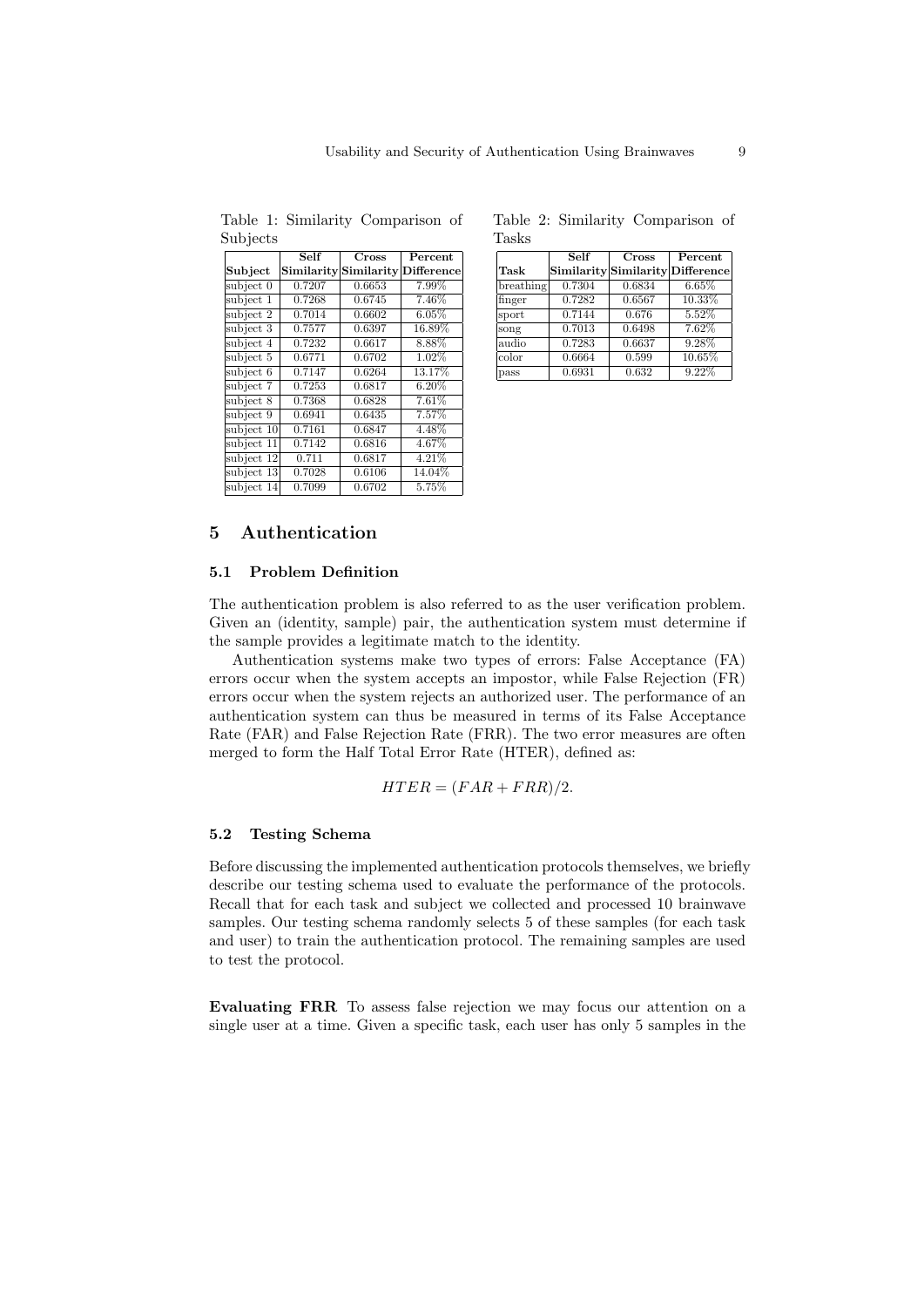Table 1: Similarity Comparison of Subjects

| Subject | Self Similarity | Cross Similarity | Percent Difference |
|---|---|---|---|
| subject 0 | 0.7207 | 0.6653 | 7.99% |
| subject 1 | 0.7268 | 0.6745 | 7.46% |
| subject 2 | 0.7014 | 0.6602 | 6.05% |
| subject 3 | 0.7577 | 0.6397 | 16.89% |
| subject 4 | 0.7232 | 0.6617 | 8.88% |
| subject 5 | 0.6771 | 0.6702 | 1.02% |
| subject 6 | 0.7147 | 0.6264 | 13.17% |
| subject 7 | 0.7253 | 0.6817 | 6.20% |
| subject 8 | 0.7368 | 0.6828 | 7.61% |
| subject 9 | 0.6941 | 0.6435 | 7.57% |
| subject 10 | 0.7161 | 0.6847 | 4.48% |
| subject 11 | 0.7142 | 0.6816 | 4.67% |
| subject 12 | 0.711 | 0.6817 | 4.21% |
| subject 13 | 0.7028 | 0.6106 | 14.04% |
| subject 14 | 0.7099 | 0.6702 | 5.75% |

Table 2: Similarity Comparison of Tasks

| Task | Self Similarity | Cross Similarity | Percent Difference |
|---|---|---|---|
| breathing | 0.7304 | 0.6834 | 6.65% |
| finger | 0.7282 | 0.6567 | 10.33% |
| sport | 0.7144 | 0.676 | 5.52% |
| song | 0.7013 | 0.6498 | 7.62% |
| audio | 0.7283 | 0.6637 | 9.28% |
| color | 0.6664 | 0.599 | 10.65% |
| pass | 0.6931 | 0.632 | 9.22% |

## 5 Authentication

### 5.1 Problem Definition

The authentication problem is also referred to as the user verification problem. Given an (identity, sample) pair, the authentication system must determine if the sample provides a legitimate match to the identity.

Authentication systems make two types of errors: False Acceptance (FA) errors occur when the system accepts an impostor, while False Rejection (FR) errors occur when the system rejects an authorized user. The performance of an authentication system can thus be measured in terms of its False Acceptance Rate (FAR) and False Rejection Rate (FRR). The two error measures are often merged to form the Half Total Error Rate (HTER), defined as:

$$HTER = (FAR + FRR)/2.$$

### 5.2 Testing Schema

Before discussing the implemented authentication protocols themselves, we briefly describe our testing schema used to evaluate the performance of the protocols. Recall that for each task and subject we collected and processed 10 brainwave samples. Our testing schema randomly selects 5 of these samples (for each task and user) to train the authentication protocol. The remaining samples are used to test the protocol.

**Evaluating FRR** To assess false rejection we may focus our attention on a single user at a time. Given a specific task, each user has only 5 samples in the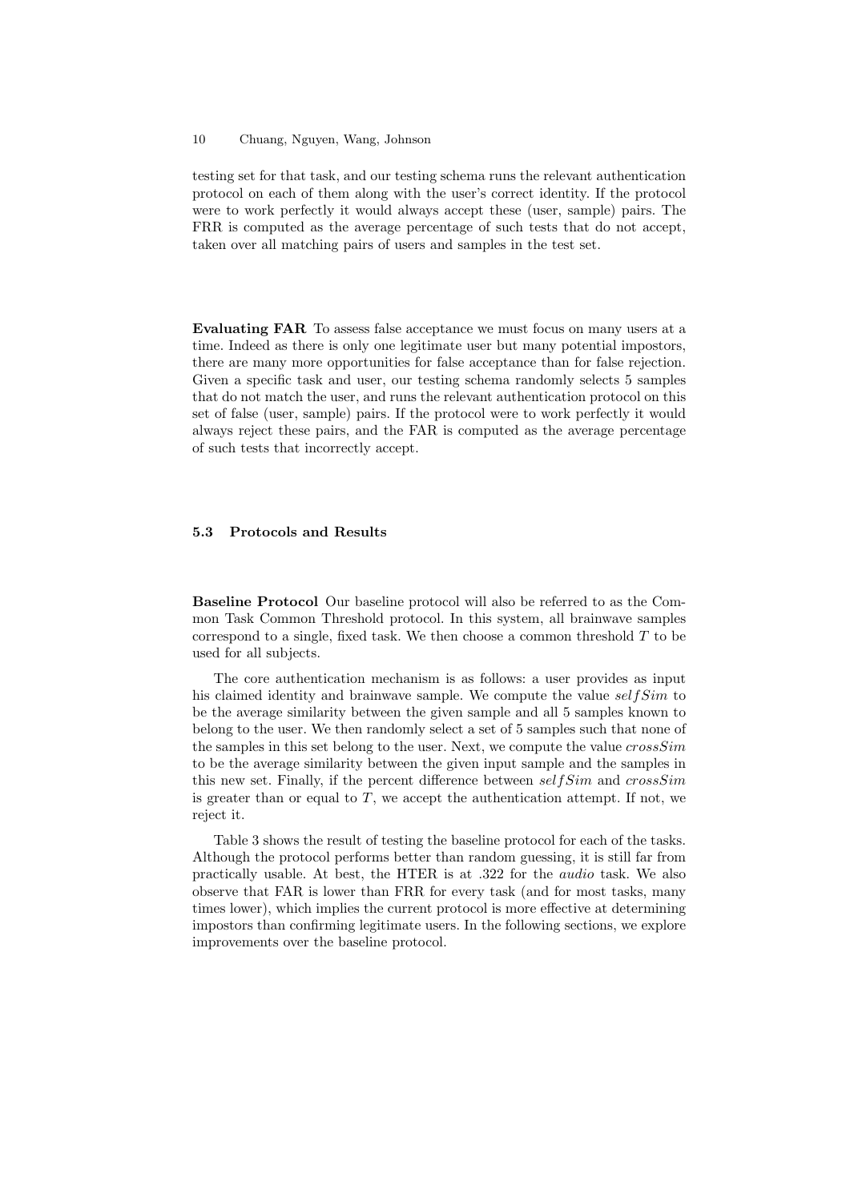testing set for that task, and our testing schema runs the relevant authentication protocol on each of them along with the user's correct identity. If the protocol were to work perfectly it would always accept these (user, sample) pairs. The FRR is computed as the average percentage of such tests that do not accept, taken over all matching pairs of users and samples in the test set.

**Evaluating FAR** To assess false acceptance we must focus on many users at a time. Indeed as there is only one legitimate user but many potential impostors, there are many more opportunities for false acceptance than for false rejection. Given a specific task and user, our testing schema randomly selects 5 samples that do not match the user, and runs the relevant authentication protocol on this set of false (user, sample) pairs. If the protocol were to work perfectly it would always reject these pairs, and the FAR is computed as the average percentage of such tests that incorrectly accept.

### 5.3 Protocols and Results

**Baseline Protocol** Our baseline protocol will also be referred to as the Common Task Common Threshold protocol. In this system, all brainwave samples correspond to a single, fixed task. We then choose a common threshold $T$ to be used for all subjects.

The core authentication mechanism is as follows: a user provides as input his claimed identity and brainwave sample. We compute the value $selfSim$ to be the average similarity between the given sample and all 5 samples known to belong to the user. We then randomly select a set of 5 samples such that none of the samples in this set belong to the user. Next, we compute the value $crossSim$ to be the average similarity between the given input sample and the samples in this new set. Finally, if the percent difference between $selfSim$ and $crossSim$ is greater than or equal to $T$, we accept the authentication attempt. If not, we reject it.

Table 3 shows the result of testing the baseline protocol for each of the tasks. Although the protocol performs better than random guessing, it is still far from practically usable. At best, the HTER is at .322 for the *audio* task. We also observe that FAR is lower than FRR for every task (and for most tasks, many times lower), which implies the current protocol is more effective at determining impostors than confirming legitimate users. In the following sections, we explore improvements over the baseline protocol.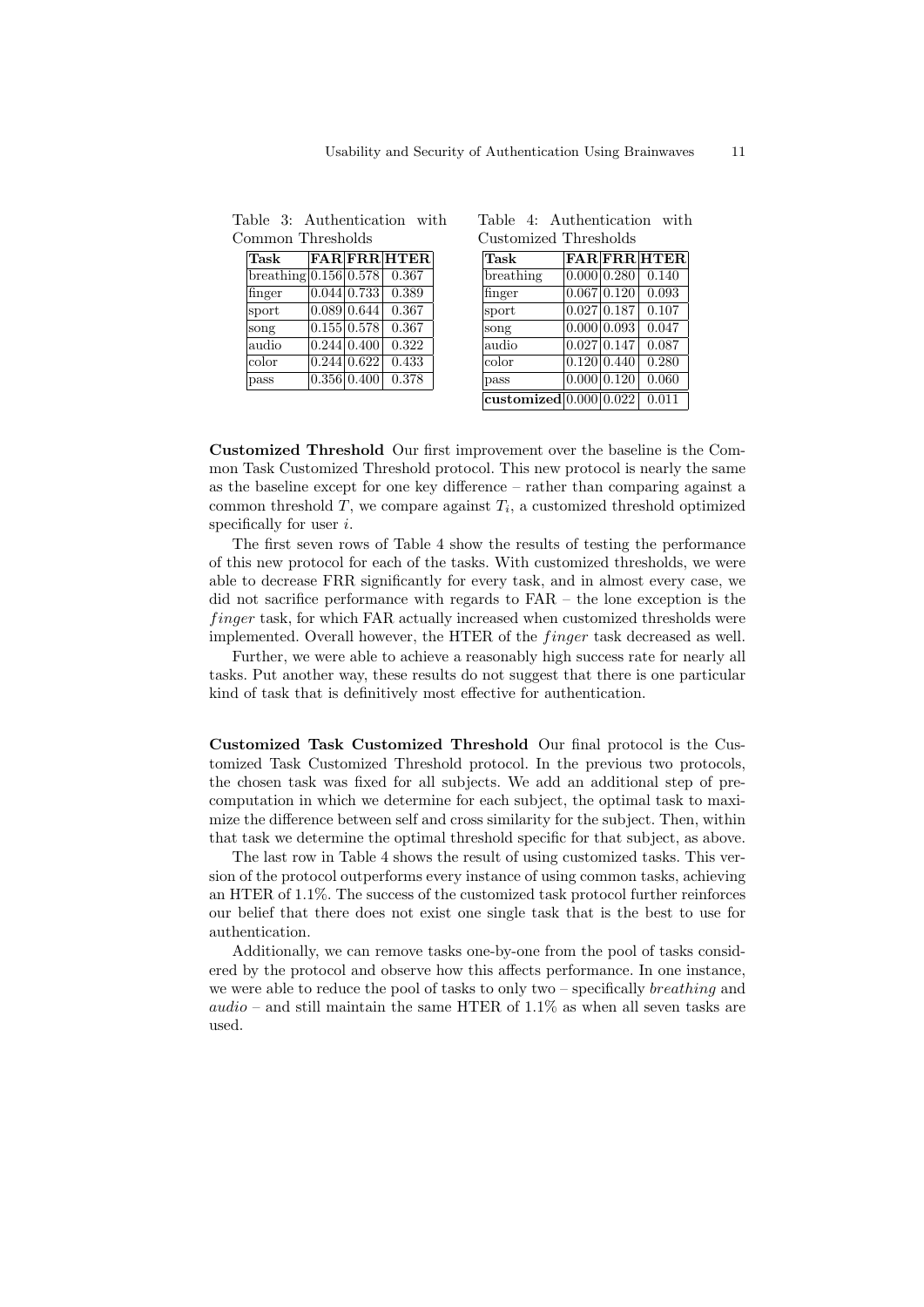Table 3: Authentication with Common Thresholds

| Task | FAR | FRR | HTER |
|---|---|---|---|
| breathing | 0.156 | 0.578 | 0.367 |
| finger | 0.044 | 0.733 | 0.389 |
| sport | 0.089 | 0.644 | 0.367 |
| song | 0.155 | 0.578 | 0.367 |
| audio | 0.244 | 0.400 | 0.322 |
| color | 0.244 | 0.622 | 0.433 |
| pass | 0.356 | 0.400 | 0.378 |

Table 4: Authentication with Customized Thresholds

| Task | FAR | FRR | HTER |
|---|---|---|---|
| breathing | 0.000 | 0.280 | 0.140 |
| finger | 0.067 | 0.120 | 0.093 |
| sport | 0.027 | 0.187 | 0.107 |
| song | 0.000 | 0.093 | 0.047 |
| audio | 0.027 | 0.147 | 0.087 |
| color | 0.120 | 0.440 | 0.280 |
| pass | 0.000 | 0.120 | 0.060 |
| **customized** | 0.000 | 0.022 | 0.011 |

**Customized Threshold** Our first improvement over the baseline is the Common Task Customized Threshold protocol. This new protocol is nearly the same as the baseline except for one key difference – rather than comparing against a common threshold $T$, we compare against $T_i$, a customized threshold optimized specifically for user $i$.

The first seven rows of Table 4 show the results of testing the performance of this new protocol for each of the tasks. With customized thresholds, we were able to decrease FRR significantly for every task, and in almost every case, we did not sacrifice performance with regards to FAR – the lone exception is the *finger* task, for which FAR actually increased when customized thresholds were implemented. Overall however, the HTER of the *finger* task decreased as well.

Further, we were able to achieve a reasonably high success rate for nearly all tasks. Put another way, these results do not suggest that there is one particular kind of task that is definitively most effective for authentication.

**Customized Task Customized Threshold** Our final protocol is the Customized Task Customized Threshold protocol. In the previous two protocols, the chosen task was fixed for all subjects. We add an additional step of precomputation in which we determine for each subject, the optimal task to maximize the difference between self and cross similarity for the subject. Then, within that task we determine the optimal threshold specific for that subject, as above.

The last row in Table 4 shows the result of using customized tasks. This version of the protocol outperforms every instance of using common tasks, achieving an HTER of 1.1%. The success of the customized task protocol further reinforces our belief that there does not exist one single task that is the best to use for authentication.

Additionally, we can remove tasks one-by-one from the pool of tasks considered by the protocol and observe how this affects performance. In one instance, we were able to reduce the pool of tasks to only two – specifically *breathing* and *audio* – and still maintain the same HTER of 1.1% as when all seven tasks are used.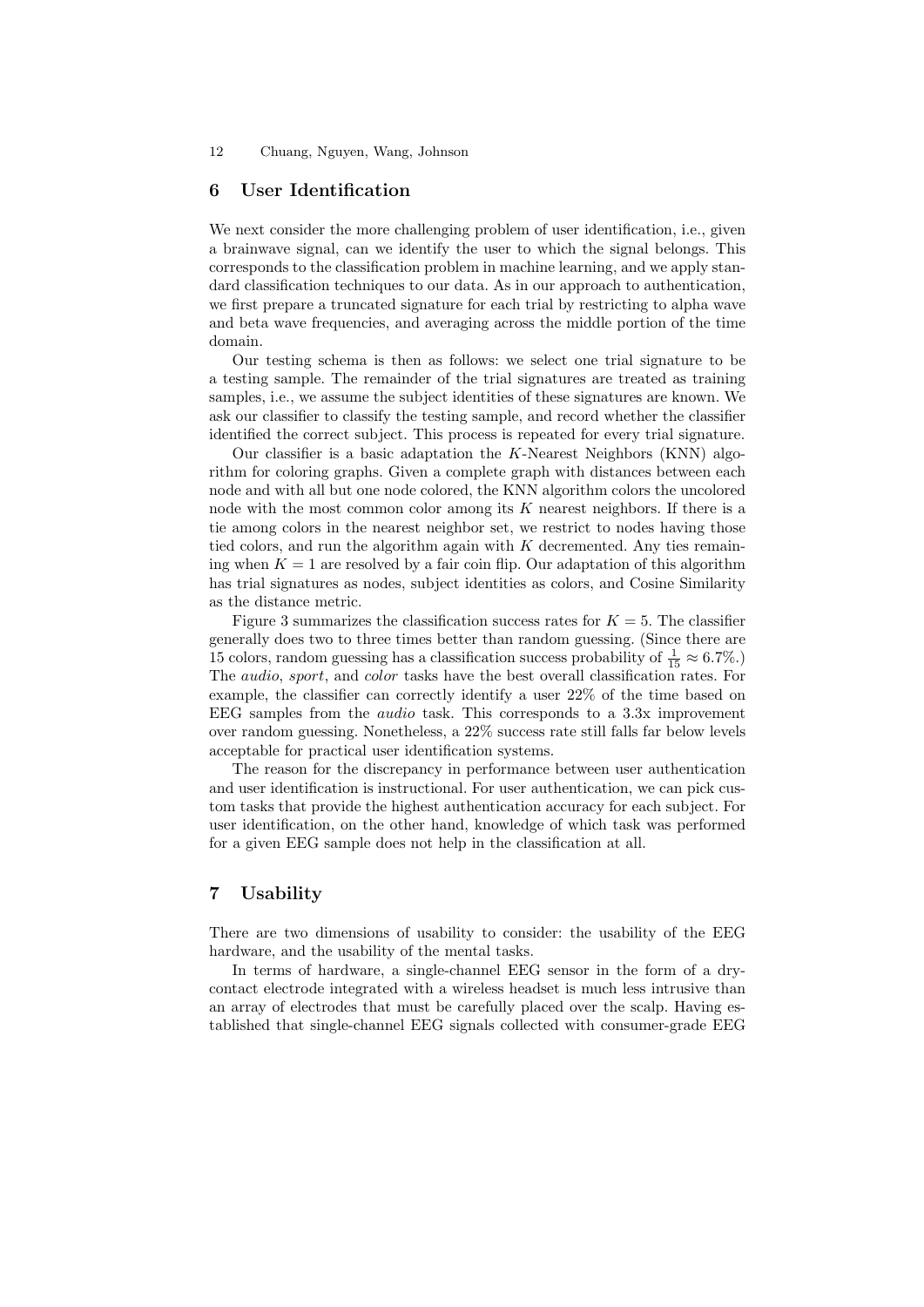## 6 User Identification

We next consider the more challenging problem of user identification, i.e., given a brainwave signal, can we identify the user to which the signal belongs. This corresponds to the classification problem in machine learning, and we apply standard classification techniques to our data. As in our approach to authentication, we first prepare a truncated signature for each trial by restricting to alpha wave and beta wave frequencies, and averaging across the middle portion of the time domain.

Our testing schema is then as follows: we select one trial signature to be a testing sample. The remainder of the trial signatures are treated as training samples, i.e., we assume the subject identities of these signatures are known. We ask our classifier to classify the testing sample, and record whether the classifier identified the correct subject. This process is repeated for every trial signature.

Our classifier is a basic adaptation the $K$-Nearest Neighbors (KNN) algorithm for coloring graphs. Given a complete graph with distances between each node and with all but one node colored, the KNN algorithm colors the uncolored node with the most common color among its $K$ nearest neighbors. If there is a tie among colors in the nearest neighbor set, we restrict to nodes having those tied colors, and run the algorithm again with $K$ decremented. Any ties remaining when $K = 1$ are resolved by a fair coin flip. Our adaptation of this algorithm has trial signatures as nodes, subject identities as colors, and Cosine Similarity as the distance metric.

Figure 3 summarizes the classification success rates for $K = 5$. The classifier generally does two to three times better than random guessing. (Since there are 15 colors, random guessing has a classification success probability of $\frac{1}{15} \approx 6.7\%$.) The *audio*, *sport*, and *color* tasks have the best overall classification rates. For example, the classifier can correctly identify a user 22% of the time based on EEG samples from the *audio* task. This corresponds to a 3.3x improvement over random guessing. Nonetheless, a 22% success rate still falls far below levels acceptable for practical user identification systems.

The reason for the discrepancy in performance between user authentication and user identification is instructional. For user authentication, we can pick custom tasks that provide the highest authentication accuracy for each subject. For user identification, on the other hand, knowledge of which task was performed for a given EEG sample does not help in the classification at all.

## 7 Usability

There are two dimensions of usability to consider: the usability of the EEG hardware, and the usability of the mental tasks.

In terms of hardware, a single-channel EEG sensor in the form of a dry-contact electrode integrated with a wireless headset is much less intrusive than an array of electrodes that must be carefully placed over the scalp. Having established that single-channel EEG signals collected with consumer-grade EEG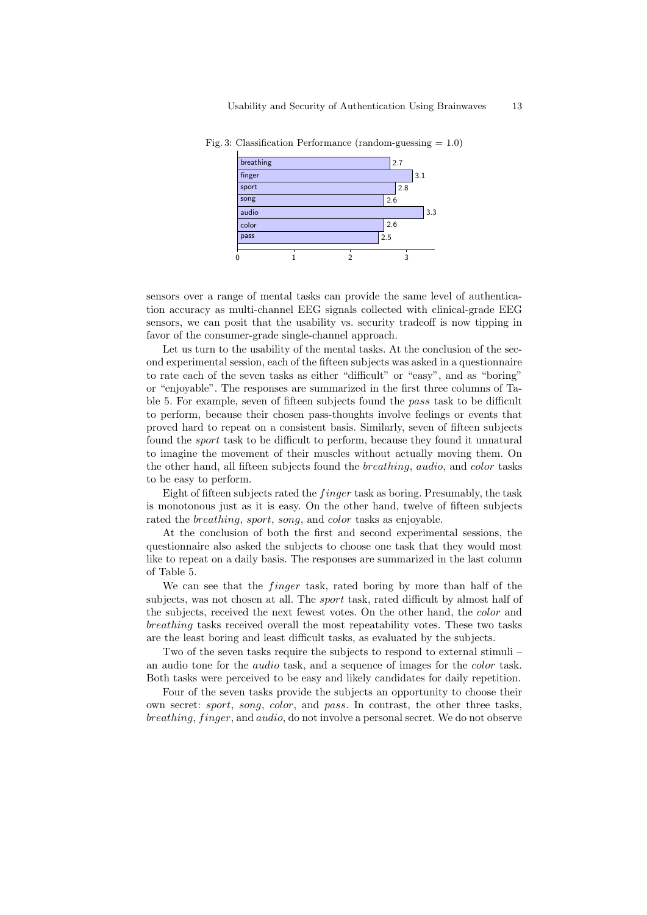Fig. 3: Classification Performance (random-guessing = 1.0)

| Task | Performance |
|---|---|
| breathing | 2.7 |
| finger | 3.1 |
| sport | 2.8 |
| song | 2.6 |
| audio | 3.3 |
| color | 2.6 |
| pass | 2.5 |

sensors over a range of mental tasks can provide the same level of authentication accuracy as multi-channel EEG signals collected with clinical-grade EEG sensors, we can posit that the usability vs. security tradeoff is now tipping in favor of the consumer-grade single-channel approach.

Let us turn to the usability of the mental tasks. At the conclusion of the second experimental session, each of the fifteen subjects was asked in a questionnaire to rate each of the seven tasks as either "difficult" or "easy", and as "boring" or "enjoyable". The responses are summarized in the first three columns of Table 5. For example, seven of fifteen subjects found the *pass* task to be difficult to perform, because their chosen pass-thoughts involve feelings or events that proved hard to repeat on a consistent basis. Similarly, seven of fifteen subjects found the *sport* task to be difficult to perform, because they found it unnatural to imagine the movement of their muscles without actually moving them. On the other hand, all fifteen subjects found the *breathing*, *audio*, and *color* tasks to be easy to perform.

Eight of fifteen subjects rated the *finger* task as boring. Presumably, the task is monotonous just as it is easy. On the other hand, twelve of fifteen subjects rated the *breathing*, *sport*, *song*, and *color* tasks as enjoyable.

At the conclusion of both the first and second experimental sessions, the questionnaire also asked the subjects to choose one task that they would most like to repeat on a daily basis. The responses are summarized in the last column of Table 5.

We can see that the *finger* task, rated boring by more than half of the subjects, was not chosen at all. The *sport* task, rated difficult by almost half of the subjects, received the next fewest votes. On the other hand, the *color* and *breathing* tasks received overall the most repeatability votes. These two tasks are the least boring and least difficult tasks, as evaluated by the subjects.

Two of the seven tasks require the subjects to respond to external stimuli – an audio tone for the *audio* task, and a sequence of images for the *color* task. Both tasks were perceived to be easy and likely candidates for daily repetition.

Four of the seven tasks provide the subjects an opportunity to choose their own secret: *sport*, *song*, *color*, and *pass*. In contrast, the other three tasks, *breathing*, *finger*, and *audio*, do not involve a personal secret. We do not observe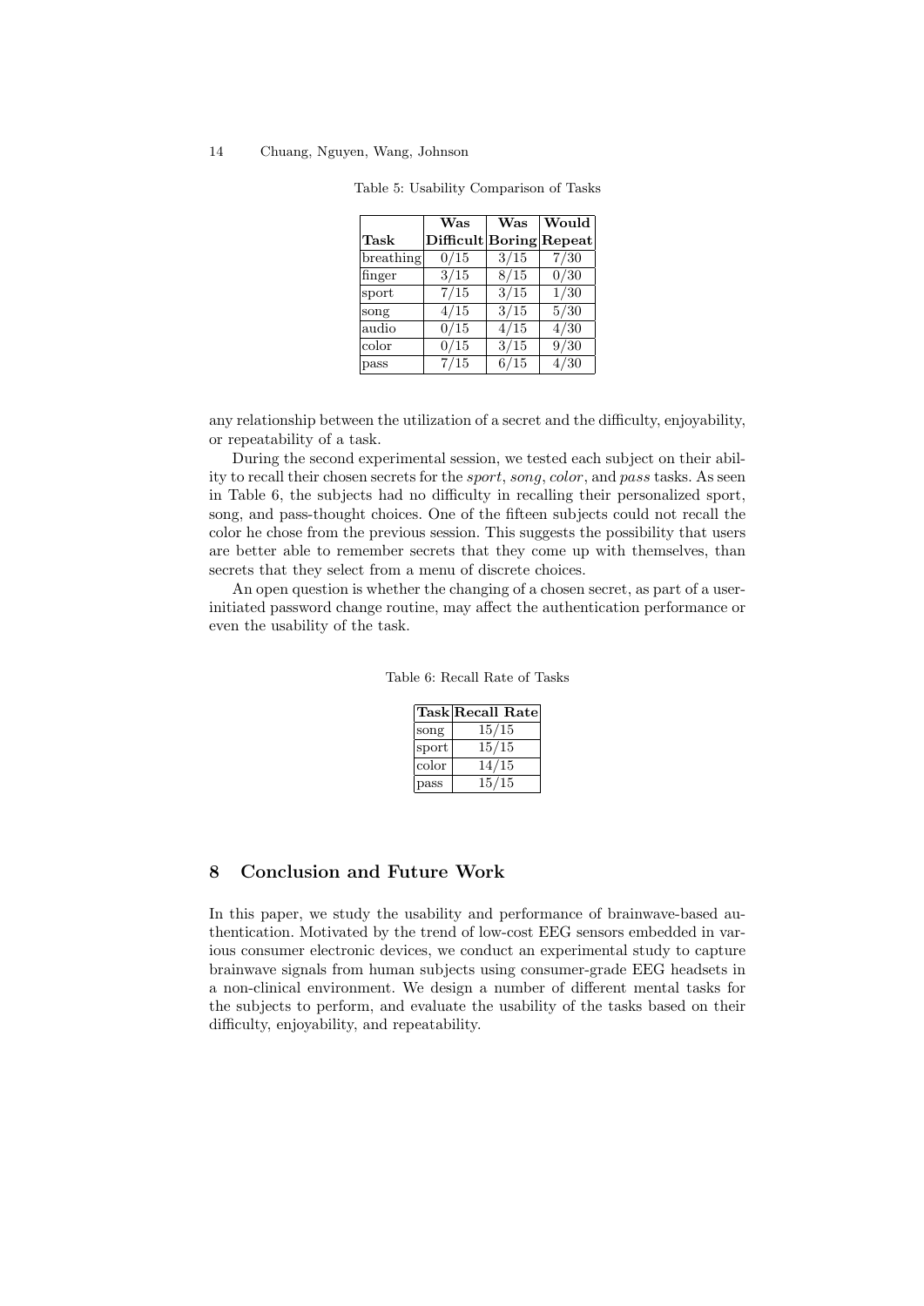Table 5: Usability Comparison of Tasks

| Task | Was Difficult | Was Boring | Would Repeat |
|---|---|---|---|
| breathing | 0/15 | 3/15 | 7/30 |
| finger | 3/15 | 8/15 | 0/30 |
| sport | 7/15 | 3/15 | 1/30 |
| song | 4/15 | 3/15 | 5/30 |
| audio | 0/15 | 4/15 | 4/30 |
| color | 0/15 | 3/15 | 9/30 |
| pass | 7/15 | 6/15 | 4/30 |

any relationship between the utilization of a secret and the difficulty, enjoyability, or repeatability of a task.

During the second experimental session, we tested each subject on their ability to recall their chosen secrets for the *sport*, *song*, *color*, and *pass* tasks. As seen in Table 6, the subjects had no difficulty in recalling their personalized sport, song, and pass-thought choices. One of the fifteen subjects could not recall the color he chose from the previous session. This suggests the possibility that users are better able to remember secrets that they come up with themselves, than secrets that they select from a menu of discrete choices.

An open question is whether the changing of a chosen secret, as part of a user-initiated password change routine, may affect the authentication performance or even the usability of the task.

Table 6: Recall Rate of Tasks

| Task | Recall Rate |
|---|---|
| song | 15/15 |
| sport | 15/15 |
| color | 14/15 |
| pass | 15/15 |

## 8 Conclusion and Future Work

In this paper, we study the usability and performance of brainwave-based authentication. Motivated by the trend of low-cost EEG sensors embedded in various consumer electronic devices, we conduct an experimental study to capture brainwave signals from human subjects using consumer-grade EEG headsets in a non-clinical environment. We design a number of different mental tasks for the subjects to perform, and evaluate the usability of the tasks based on their difficulty, enjoyability, and repeatability.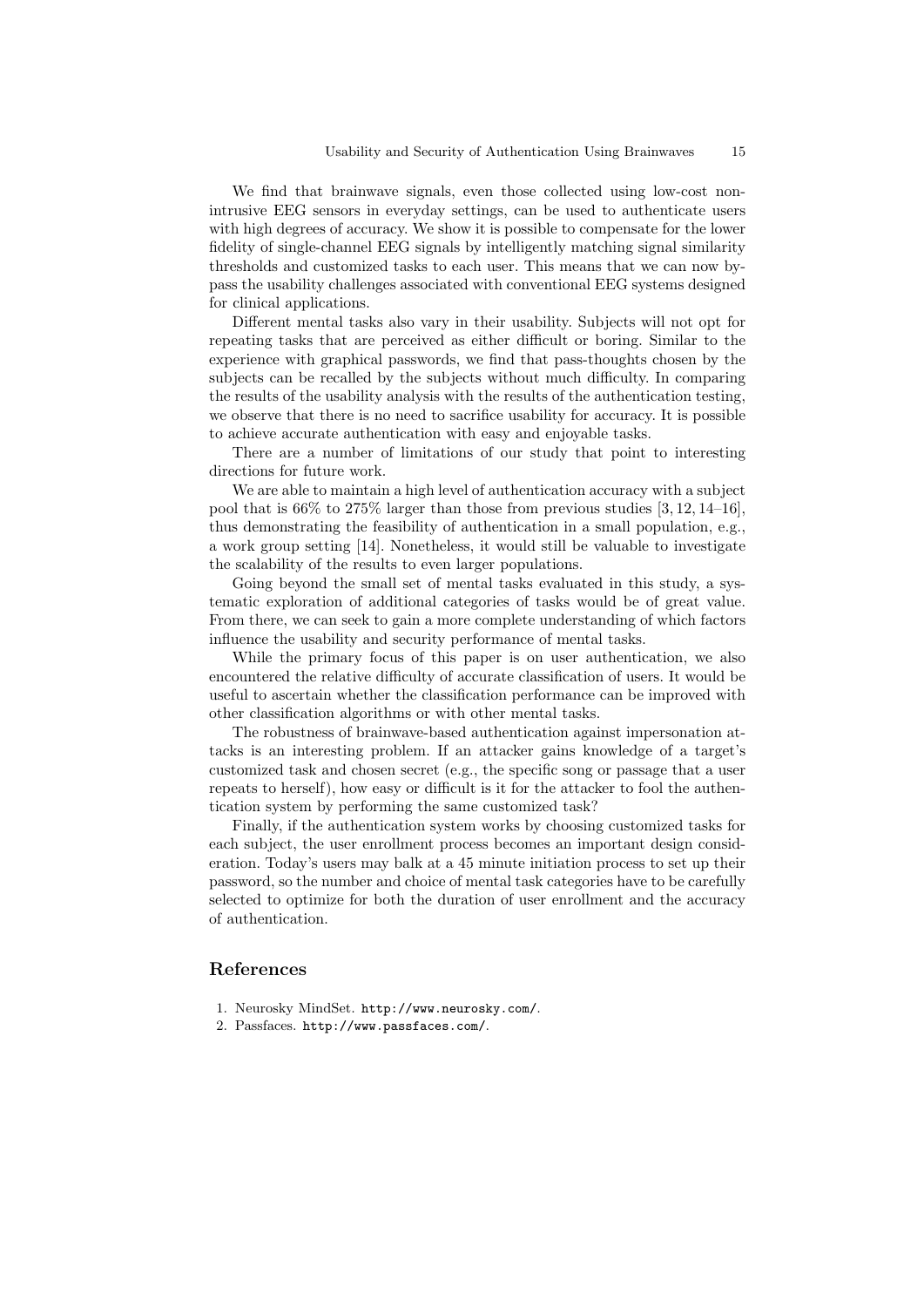We find that brainwave signals, even those collected using low-cost non-intrusive EEG sensors in everyday settings, can be used to authenticate users with high degrees of accuracy. We show it is possible to compensate for the lower fidelity of single-channel EEG signals by intelligently matching signal similarity thresholds and customized tasks to each user. This means that we can now bypass the usability challenges associated with conventional EEG systems designed for clinical applications.

Different mental tasks also vary in their usability. Subjects will not opt for repeating tasks that are perceived as either difficult or boring. Similar to the experience with graphical passwords, we find that pass-thoughts chosen by the subjects can be recalled by the subjects without much difficulty. In comparing the results of the usability analysis with the results of the authentication testing, we observe that there is no need to sacrifice usability for accuracy. It is possible to achieve accurate authentication with easy and enjoyable tasks.

There are a number of limitations of our study that point to interesting directions for future work.

We are able to maintain a high level of authentication accuracy with a subject pool that is 66% to 275% larger than those from previous studies [3, 12, 14–16], thus demonstrating the feasibility of authentication in a small population, e.g., a work group setting [14]. Nonetheless, it would still be valuable to investigate the scalability of the results to even larger populations.

Going beyond the small set of mental tasks evaluated in this study, a systematic exploration of additional categories of tasks would be of great value. From there, we can seek to gain a more complete understanding of which factors influence the usability and security performance of mental tasks.

While the primary focus of this paper is on user authentication, we also encountered the relative difficulty of accurate classification of users. It would be useful to ascertain whether the classification performance can be improved with other classification algorithms or with other mental tasks.

The robustness of brainwave-based authentication against impersonation attacks is an interesting problem. If an attacker gains knowledge of a target's customized task and chosen secret (e.g., the specific song or passage that a user repeats to herself), how easy or difficult is it for the attacker to fool the authentication system by performing the same customized task?

Finally, if the authentication system works by choosing customized tasks for each subject, the user enrollment process becomes an important design consideration. Today's users may balk at a 45 minute initiation process to set up their password, so the number and choice of mental task categories have to be carefully selected to optimize for both the duration of user enrollment and the accuracy of authentication.

## References

1. Neurosky MindSet. http://www.neurosky.com/.
2. Passfaces. http://www.passfaces.com/.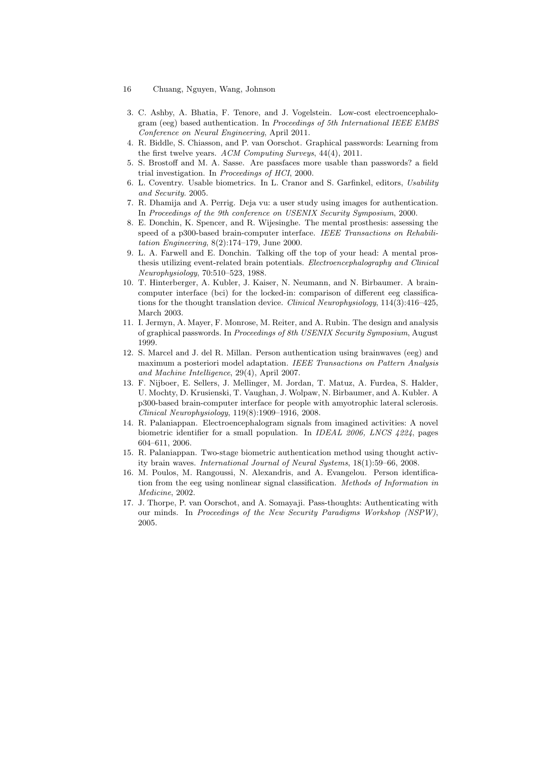3. C. Ashby, A. Bhatia, F. Tenore, and J. Vogelstein. Low-cost electroencephalogram (eeg) based authentication. In *Proceedings of 5th International IEEE EMBS Conference on Neural Engineering*, April 2011.
4. R. Biddle, S. Chiasson, and P. van Oorschot. Graphical passwords: Learning from the first twelve years. *ACM Computing Surveys*, 44(4), 2011.
5. S. Brostoff and M. A. Sasse. Are passfaces more usable than passwords? a field trial investigation. In *Proceedings of HCI*, 2000.
6. L. Coventry. Usable biometrics. In L. Cranor and S. Garfinkel, editors, *Usability and Security*. 2005.
7. R. Dhamija and A. Perrig. Deja vu: a user study using images for authentication. In *Proceedings of the 9th conference on USENIX Security Symposium*, 2000.
8. E. Donchin, K. Spencer, and R. Wijesinghe. The mental prosthesis: assessing the speed of a p300-based brain-computer interface. *IEEE Transactions on Rehabilitation Engineering*, 8(2):174–179, June 2000.
9. L. A. Farwell and E. Donchin. Talking off the top of your head: A mental prosthesis utilizing event-related brain potentials. *Electroencephalography and Clinical Neurophysiology*, 70:510–523, 1988.
10. T. Hinterberger, A. Kubler, J. Kaiser, N. Neumann, and N. Birbaumer. A brain-computer interface (bci) for the locked-in: comparison of different eeg classifications for the thought translation device. *Clinical Neurophysiology*, 114(3):416–425, March 2003.
11. I. Jermyn, A. Mayer, F. Monrose, M. Reiter, and A. Rubin. The design and analysis of graphical passwords. In *Proceedings of 8th USENIX Security Symposium*, August 1999.
12. S. Marcel and J. del R. Millan. Person authentication using brainwaves (eeg) and maximum a posteriori model adaptation. *IEEE Transactions on Pattern Analysis and Machine Intelligence*, 29(4), April 2007.
13. F. Nijboer, E. Sellers, J. Mellinger, M. Jordan, T. Matuz, A. Furdea, S. Halder, U. Mochty, D. Krusienski, T. Vaughan, J. Wolpaw, N. Birbaumer, and A. Kubler. A p300-based brain-computer interface for people with amyotrophic lateral sclerosis. *Clinical Neurophysiology*, 119(8):1909–1916, 2008.
14. R. Palaniappan. Electroencephalogram signals from imagined activities: A novel biometric identifier for a small population. In *IDEAL 2006, LNCS 4224*, pages 604–611, 2006.
15. R. Palaniappan. Two-stage biometric authentication method using thought activity brain waves. *International Journal of Neural Systems*, 18(1):59–66, 2008.
16. M. Poulos, M. Rangoussi, N. Alexandris, and A. Evangelou. Person identification from the eeg using nonlinear signal classification. *Methods of Information in Medicine*, 2002.
17. J. Thorpe, P. van Oorschot, and A. Somayaji. Pass-thoughts: Authenticating with our minds. In *Proceedings of the New Security Paradigms Workshop (NSPW)*, 2005.